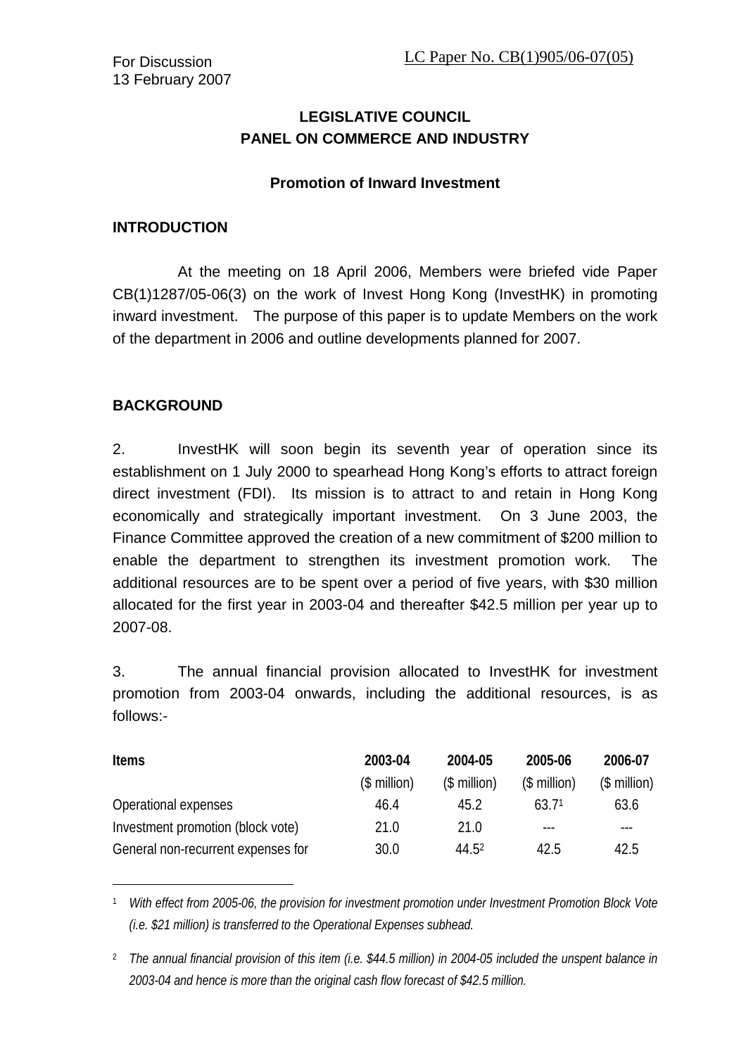For Discussion
13 February 2007

LC Paper No. CB(1)905/06-07(05)

## LEGISLATIVE COUNCIL
## PANEL ON COMMERCE AND INDUSTRY

### Promotion of Inward Investment

### INTRODUCTION

At the meeting on 18 April 2006, Members were briefed vide Paper CB(1)1287/05-06(3) on the work of Invest Hong Kong (InvestHK) in promoting inward investment. The purpose of this paper is to update Members on the work of the department in 2006 and outline developments planned for 2007.

### BACKGROUND

2. InvestHK will soon begin its seventh year of operation since its establishment on 1 July 2000 to spearhead Hong Kong's efforts to attract foreign direct investment (FDI). Its mission is to attract to and retain in Hong Kong economically and strategically important investment. On 3 June 2003, the Finance Committee approved the creation of a new commitment of $200 million to enable the department to strengthen its investment promotion work. The additional resources are to be spent over a period of five years, with $30 million allocated for the first year in 2003-04 and thereafter $42.5 million per year up to 2007-08.

3. The annual financial provision allocated to InvestHK for investment promotion from 2003-04 onwards, including the additional resources, is as follows:-

| Items | 2003-04 ($ million) | 2004-05 ($ million) | 2005-06 ($ million) | 2006-07 ($ million) |
|---|---|---|---|---|
| Operational expenses | 46.4 | 45.2 | 63.7[1] | 63.6 |
| Investment promotion (block vote) | 21.0 | 21.0 | --- | --- |
| General non-recurrent expenses for | 30.0 | 44.5[2] | 42.5 | 42.5 |

[1] *With effect from 2005-06, the provision for investment promotion under Investment Promotion Block Vote (i.e. $21 million) is transferred to the Operational Expenses subhead.*

[2] *The annual financial provision of this item (i.e. $44.5 million) in 2004-05 included the unspent balance in 2003-04 and hence is more than the original cash flow forecast of $42.5 million.*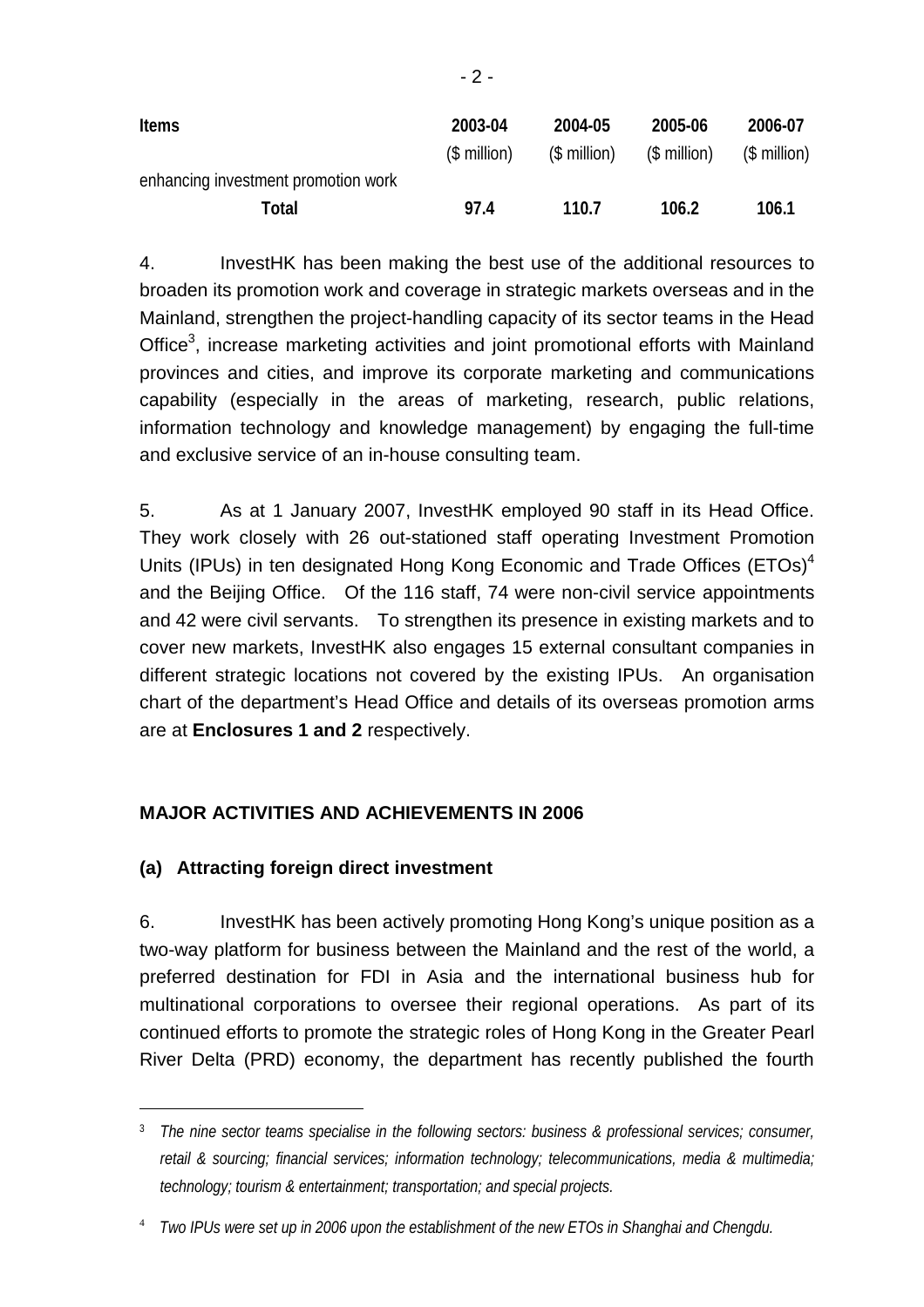| Items | 2003-04 ($ million) | 2004-05 ($ million) | 2005-06 ($ million) | 2006-07 ($ million) |
|---|---|---|---|---|
| enhancing investment promotion work | | | | |
| **Total** | **97.4** | **110.7** | **106.2** | **106.1** |

4. InvestHK has been making the best use of the additional resources to broaden its promotion work and coverage in strategic markets overseas and in the Mainland, strengthen the project-handling capacity of its sector teams in the Head Office[3], increase marketing activities and joint promotional efforts with Mainland provinces and cities, and improve its corporate marketing and communications capability (especially in the areas of marketing, research, public relations, information technology and knowledge management) by engaging the full-time and exclusive service of an in-house consulting team.

5. As at 1 January 2007, InvestHK employed 90 staff in its Head Office. They work closely with 26 out-stationed staff operating Investment Promotion Units (IPUs) in ten designated Hong Kong Economic and Trade Offices (ETOs)[4] and the Beijing Office. Of the 116 staff, 74 were non-civil service appointments and 42 were civil servants. To strengthen its presence in existing markets and to cover new markets, InvestHK also engages 15 external consultant companies in different strategic locations not covered by the existing IPUs. An organisation chart of the department's Head Office and details of its overseas promotion arms are at **Enclosures 1 and 2** respectively.

## MAJOR ACTIVITIES AND ACHIEVEMENTS IN 2006

### (a) Attracting foreign direct investment

6. InvestHK has been actively promoting Hong Kong's unique position as a two-way platform for business between the Mainland and the rest of the world, a preferred destination for FDI in Asia and the international business hub for multinational corporations to oversee their regional operations. As part of its continued efforts to promote the strategic roles of Hong Kong in the Greater Pearl River Delta (PRD) economy, the department has recently published the fourth

---

[3] *The nine sector teams specialise in the following sectors: business & professional services; consumer, retail & sourcing; financial services; information technology; telecommunications, media & multimedia; technology; tourism & entertainment; transportation; and special projects.*

[4] *Two IPUs were set up in 2006 upon the establishment of the new ETOs in Shanghai and Chengdu.*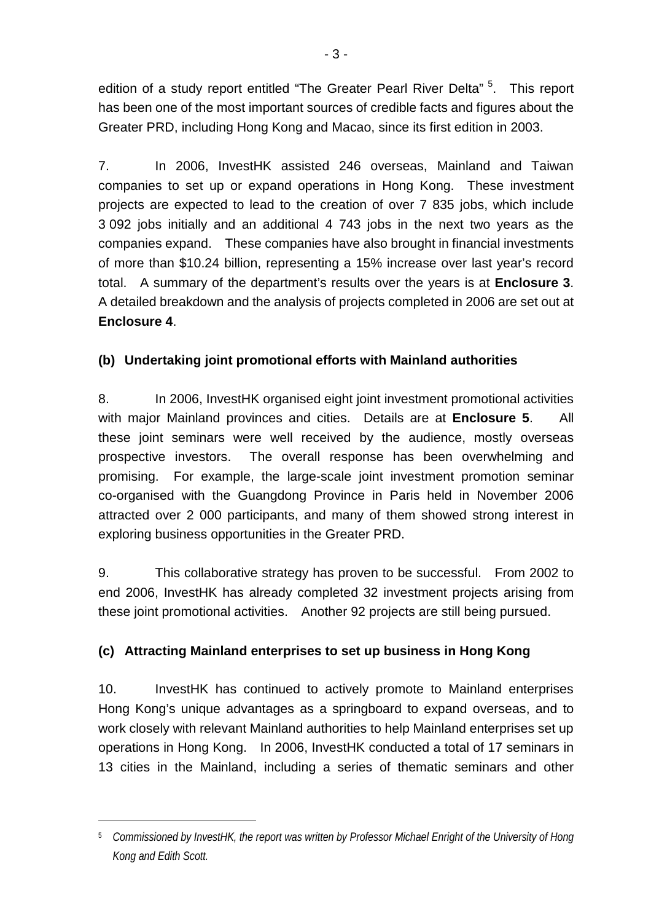edition of a study report entitled "The Greater Pearl River Delta" [5]. This report has been one of the most important sources of credible facts and figures about the Greater PRD, including Hong Kong and Macao, since its first edition in 2003.

7. In 2006, InvestHK assisted 246 overseas, Mainland and Taiwan companies to set up or expand operations in Hong Kong. These investment projects are expected to lead to the creation of over 7 835 jobs, which include 3 092 jobs initially and an additional 4 743 jobs in the next two years as the companies expand. These companies have also brought in financial investments of more than $10.24 billion, representing a 15% increase over last year's record total. A summary of the department's results over the years is at **Enclosure 3**. A detailed breakdown and the analysis of projects completed in 2006 are set out at **Enclosure 4**.

**(b) Undertaking joint promotional efforts with Mainland authorities**

8. In 2006, InvestHK organised eight joint investment promotional activities with major Mainland provinces and cities. Details are at **Enclosure 5**. All these joint seminars were well received by the audience, mostly overseas prospective investors. The overall response has been overwhelming and promising. For example, the large-scale joint investment promotion seminar co-organised with the Guangdong Province in Paris held in November 2006 attracted over 2 000 participants, and many of them showed strong interest in exploring business opportunities in the Greater PRD.

9. This collaborative strategy has proven to be successful. From 2002 to end 2006, InvestHK has already completed 32 investment projects arising from these joint promotional activities. Another 92 projects are still being pursued.

**(c) Attracting Mainland enterprises to set up business in Hong Kong**

10. InvestHK has continued to actively promote to Mainland enterprises Hong Kong's unique advantages as a springboard to expand overseas, and to work closely with relevant Mainland authorities to help Mainland enterprises set up operations in Hong Kong. In 2006, InvestHK conducted a total of 17 seminars in 13 cities in the Mainland, including a series of thematic seminars and other

---

[5] *Commissioned by InvestHK, the report was written by Professor Michael Enright of the University of Hong Kong and Edith Scott.*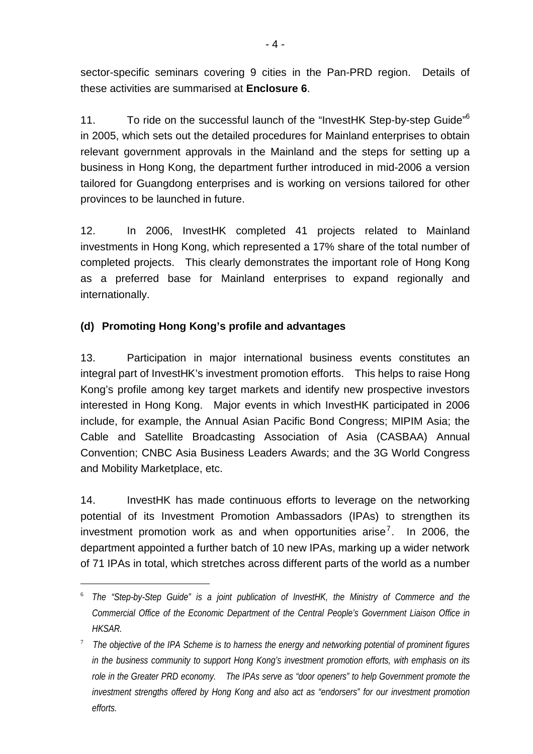sector-specific seminars covering 9 cities in the Pan-PRD region. Details of these activities are summarised at **Enclosure 6**.

11. To ride on the successful launch of the "InvestHK Step-by-step Guide"[6] in 2005, which sets out the detailed procedures for Mainland enterprises to obtain relevant government approvals in the Mainland and the steps for setting up a business in Hong Kong, the department further introduced in mid-2006 a version tailored for Guangdong enterprises and is working on versions tailored for other provinces to be launched in future.

12. In 2006, InvestHK completed 41 projects related to Mainland investments in Hong Kong, which represented a 17% share of the total number of completed projects. This clearly demonstrates the important role of Hong Kong as a preferred base for Mainland enterprises to expand regionally and internationally.

**(d) Promoting Hong Kong's profile and advantages**

13. Participation in major international business events constitutes an integral part of InvestHK's investment promotion efforts. This helps to raise Hong Kong's profile among key target markets and identify new prospective investors interested in Hong Kong. Major events in which InvestHK participated in 2006 include, for example, the Annual Asian Pacific Bond Congress; MIPIM Asia; the Cable and Satellite Broadcasting Association of Asia (CASBAA) Annual Convention; CNBC Asia Business Leaders Awards; and the 3G World Congress and Mobility Marketplace, etc.

14. InvestHK has made continuous efforts to leverage on the networking potential of its Investment Promotion Ambassadors (IPAs) to strengthen its investment promotion work as and when opportunities arise[7]. In 2006, the department appointed a further batch of 10 new IPAs, marking up a wider network of 71 IPAs in total, which stretches across different parts of the world as a number

---

[6] *The "Step-by-Step Guide" is a joint publication of InvestHK, the Ministry of Commerce and the Commercial Office of the Economic Department of the Central People's Government Liaison Office in HKSAR.*

[7] *The objective of the IPA Scheme is to harness the energy and networking potential of prominent figures in the business community to support Hong Kong's investment promotion efforts, with emphasis on its role in the Greater PRD economy. The IPAs serve as "door openers" to help Government promote the investment strengths offered by Hong Kong and also act as "endorsers" for our investment promotion efforts.*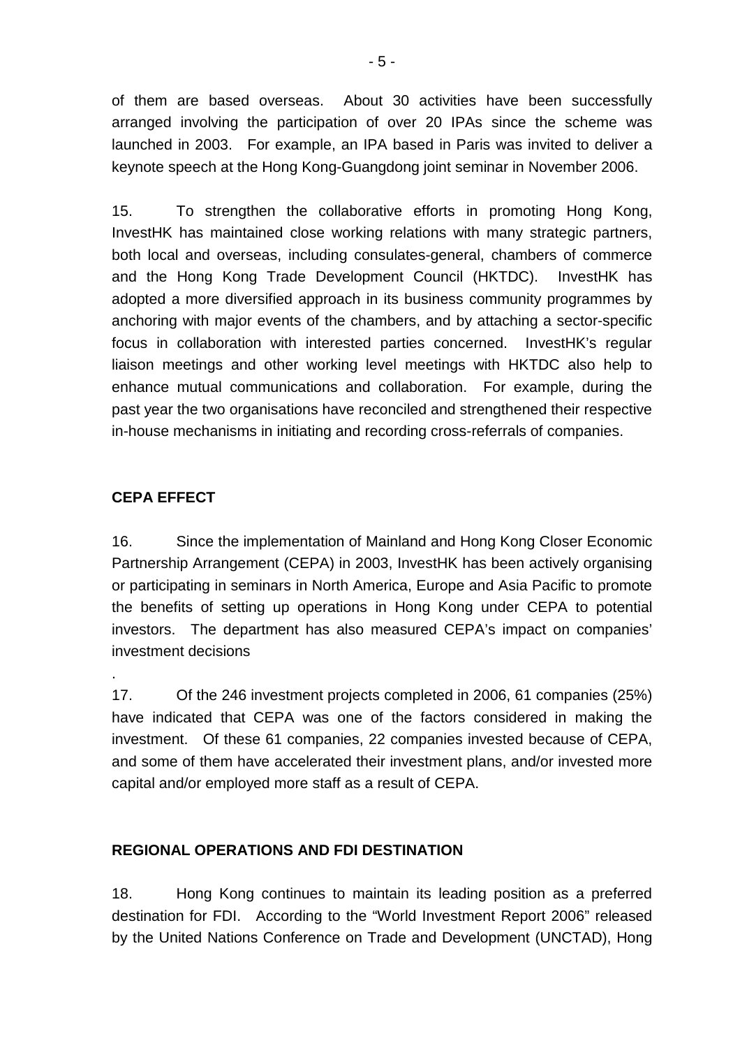of them are based overseas. About 30 activities have been successfully arranged involving the participation of over 20 IPAs since the scheme was launched in 2003. For example, an IPA based in Paris was invited to deliver a keynote speech at the Hong Kong-Guangdong joint seminar in November 2006.

15. To strengthen the collaborative efforts in promoting Hong Kong, InvestHK has maintained close working relations with many strategic partners, both local and overseas, including consulates-general, chambers of commerce and the Hong Kong Trade Development Council (HKTDC). InvestHK has adopted a more diversified approach in its business community programmes by anchoring with major events of the chambers, and by attaching a sector-specific focus in collaboration with interested parties concerned. InvestHK's regular liaison meetings and other working level meetings with HKTDC also help to enhance mutual communications and collaboration. For example, during the past year the two organisations have reconciled and strengthened their respective in-house mechanisms in initiating and recording cross-referrals of companies.

**CEPA EFFECT**

16. Since the implementation of Mainland and Hong Kong Closer Economic Partnership Arrangement (CEPA) in 2003, InvestHK has been actively organising or participating in seminars in North America, Europe and Asia Pacific to promote the benefits of setting up operations in Hong Kong under CEPA to potential investors. The department has also measured CEPA's impact on companies' investment decisions

.

17. Of the 246 investment projects completed in 2006, 61 companies (25%) have indicated that CEPA was one of the factors considered in making the investment. Of these 61 companies, 22 companies invested because of CEPA, and some of them have accelerated their investment plans, and/or invested more capital and/or employed more staff as a result of CEPA.

**REGIONAL OPERATIONS AND FDI DESTINATION**

18. Hong Kong continues to maintain its leading position as a preferred destination for FDI. According to the "World Investment Report 2006" released by the United Nations Conference on Trade and Development (UNCTAD), Hong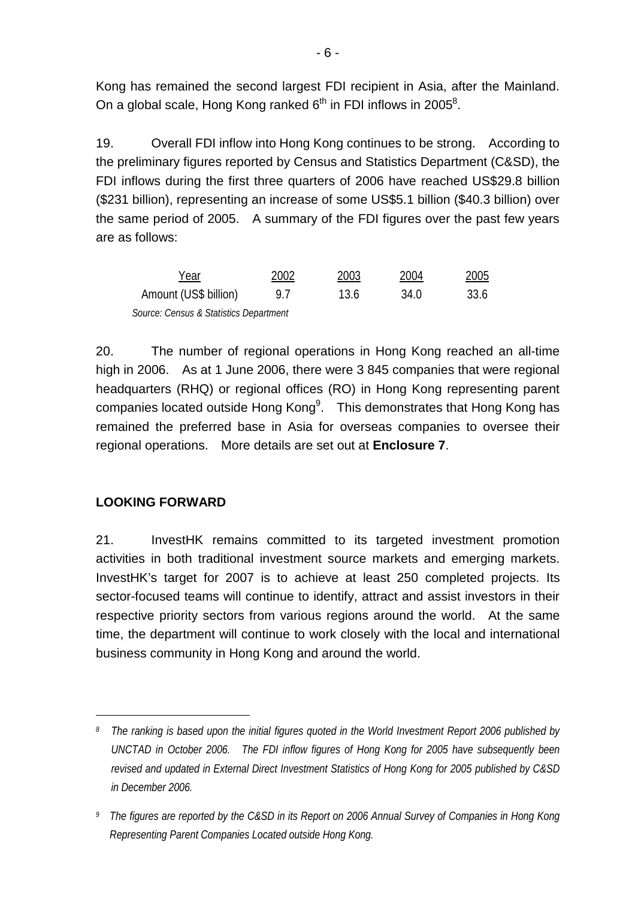Kong has remained the second largest FDI recipient in Asia, after the Mainland. On a global scale, Hong Kong ranked 6th in FDI inflows in 2005[8].

19. Overall FDI inflow into Hong Kong continues to be strong. According to the preliminary figures reported by Census and Statistics Department (C&SD), the FDI inflows during the first three quarters of 2006 have reached US$29.8 billion ($231 billion), representing an increase of some US$5.1 billion ($40.3 billion) over the same period of 2005. A summary of the FDI figures over the past few years are as follows:

| Year | 2002 | 2003 | 2004 | 2005 |
|---|---|---|---|---|
| Amount (US$ billion) | 9.7 | 13.6 | 34.0 | 33.6 |

*Source: Census & Statistics Department*

20. The number of regional operations in Hong Kong reached an all-time high in 2006. As at 1 June 2006, there were 3 845 companies that were regional headquarters (RHQ) or regional offices (RO) in Hong Kong representing parent companies located outside Hong Kong[9]. This demonstrates that Hong Kong has remained the preferred base in Asia for overseas companies to oversee their regional operations. More details are set out at **Enclosure 7**.

## LOOKING FORWARD

21. InvestHK remains committed to its targeted investment promotion activities in both traditional investment source markets and emerging markets. InvestHK's target for 2007 is to achieve at least 250 completed projects. Its sector-focused teams will continue to identify, attract and assist investors in their respective priority sectors from various regions around the world. At the same time, the department will continue to work closely with the local and international business community in Hong Kong and around the world.

---

*[8] The ranking is based upon the initial figures quoted in the World Investment Report 2006 published by UNCTAD in October 2006. The FDI inflow figures of Hong Kong for 2005 have subsequently been revised and updated in External Direct Investment Statistics of Hong Kong for 2005 published by C&SD in December 2006.*

*[9] The figures are reported by the C&SD in its Report on 2006 Annual Survey of Companies in Hong Kong Representing Parent Companies Located outside Hong Kong.*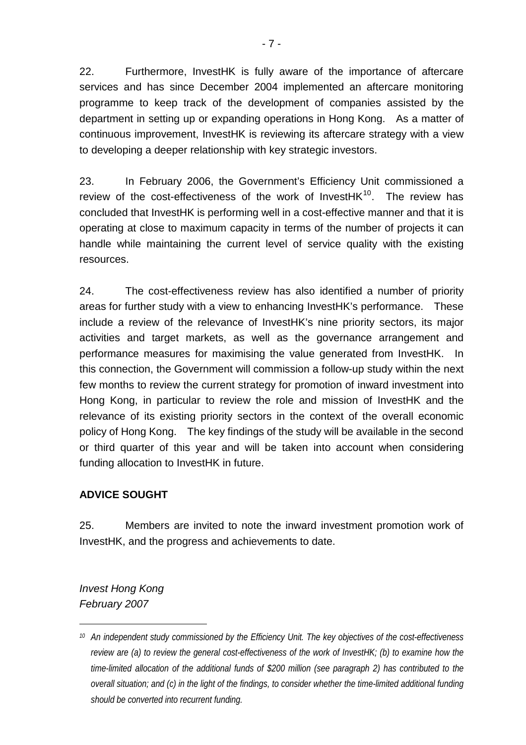22. Furthermore, InvestHK is fully aware of the importance of aftercare services and has since December 2004 implemented an aftercare monitoring programme to keep track of the development of companies assisted by the department in setting up or expanding operations in Hong Kong. As a matter of continuous improvement, InvestHK is reviewing its aftercare strategy with a view to developing a deeper relationship with key strategic investors.

23. In February 2006, the Government's Efficiency Unit commissioned a review of the cost-effectiveness of the work of InvestHK[10]. The review has concluded that InvestHK is performing well in a cost-effective manner and that it is operating at close to maximum capacity in terms of the number of projects it can handle while maintaining the current level of service quality with the existing resources.

24. The cost-effectiveness review has also identified a number of priority areas for further study with a view to enhancing InvestHK's performance. These include a review of the relevance of InvestHK's nine priority sectors, its major activities and target markets, as well as the governance arrangement and performance measures for maximising the value generated from InvestHK. In this connection, the Government will commission a follow-up study within the next few months to review the current strategy for promotion of inward investment into Hong Kong, in particular to review the role and mission of InvestHK and the relevance of its existing priority sectors in the context of the overall economic policy of Hong Kong. The key findings of the study will be available in the second or third quarter of this year and will be taken into account when considering funding allocation to InvestHK in future.

**ADVICE SOUGHT**

25. Members are invited to note the inward investment promotion work of InvestHK, and the progress and achievements to date.

*Invest Hong Kong*
*February 2007*

---

*[10] An independent study commissioned by the Efficiency Unit. The key objectives of the cost-effectiveness review are (a) to review the general cost-effectiveness of the work of InvestHK; (b) to examine how the time-limited allocation of the additional funds of $200 million (see paragraph 2) has contributed to the overall situation; and (c) in the light of the findings, to consider whether the time-limited additional funding should be converted into recurrent funding.*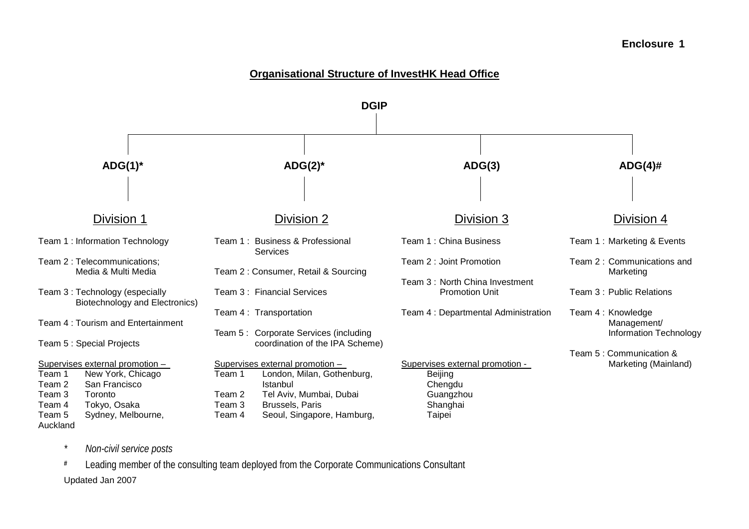**Enclosure 1**

## Organisational Structure of InvestHK Head Office

**DGIP**

- **ADG(1)***
- **ADG(2)***
- **ADG(3)**
- **ADG(4)#**

### Division 1 (ADG(1)*)

Team 1 : Information Technology

Team 2 : Telecommunications; Media & Multi Media

Team 3 : Technology (especially Biotechnology and Electronics)

Team 4 : Tourism and Entertainment

Team 5 : Special Projects

Supervises external promotion –

| | |
|---|---|
| Team 1 | New York, Chicago |
| Team 2 | San Francisco |
| Team 3 | Toronto |
| Team 4 | Tokyo, Osaka |
| Team 5 | Sydney, Melbourne, Auckland |

### Division 2 (ADG(2)*)

Team 1 : Business & Professional Services

Team 2 : Consumer, Retail & Sourcing

Team 3 : Financial Services

Team 4 : Transportation

Team 5 : Corporate Services (including coordination of the IPA Scheme)

Supervises external promotion –

| | |
|---|---|
| Team 1 | London, Milan, Gothenburg, Istanbul |
| Team 2 | Tel Aviv, Mumbai, Dubai |
| Team 3 | Brussels, Paris |
| Team 4 | Seoul, Singapore, Hamburg, |

### Division 3 (ADG(3))

Team 1 : China Business

Team 2 : Joint Promotion

Team 3 : North China Investment Promotion Unit

Team 4 : Departmental Administration

Supervises external promotion -

- Beijing
- Chengdu
- Guangzhou
- Shanghai
- Taipei

### Division 4 (ADG(4)#)

Team 1 : Marketing & Events

Team 2 : Communications and Marketing

Team 3 : Public Relations

Team 4 : Knowledge Management/ Information Technology

Team 5 : Communication & Marketing (Mainland)

---

\* *Non-civil service posts*

\# Leading member of the consulting team deployed from the Corporate Communications Consultant

Updated Jan 2007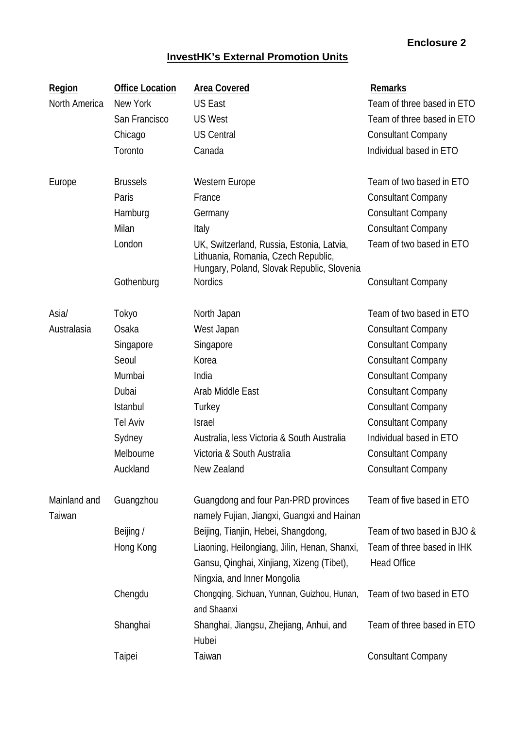**Enclosure 2**

## InvestHK's External Promotion Units

| Region | Office Location | Area Covered | Remarks |
|---|---|---|---|
| North America | New York | US East | Team of three based in ETO |
| | San Francisco | US West | Team of three based in ETO |
| | Chicago | US Central | Consultant Company |
| | Toronto | Canada | Individual based in ETO |
| Europe | Brussels | Western Europe | Team of two based in ETO |
| | Paris | France | Consultant Company |
| | Hamburg | Germany | Consultant Company |
| | Milan | Italy | Consultant Company |
| | London | UK, Switzerland, Russia, Estonia, Latvia, Lithuania, Romania, Czech Republic, Hungary, Poland, Slovak Republic, Slovenia | Team of two based in ETO |
| | Gothenburg | Nordics | Consultant Company |
| Asia/ Australasia | Tokyo | North Japan | Team of two based in ETO |
| | Osaka | West Japan | Consultant Company |
| | Singapore | Singapore | Consultant Company |
| | Seoul | Korea | Consultant Company |
| | Mumbai | India | Consultant Company |
| | Dubai | Arab Middle East | Consultant Company |
| | Istanbul | Turkey | Consultant Company |
| | Tel Aviv | Israel | Consultant Company |
| | Sydney | Australia, less Victoria & South Australia | Individual based in ETO |
| | Melbourne | Victoria & South Australia | Consultant Company |
| | Auckland | New Zealand | Consultant Company |
| Mainland and Taiwan | Guangzhou | Guangdong and four Pan-PRD provinces namely Fujian, Jiangxi, Guangxi and Hainan | Team of five based in ETO |
| | Beijing / Hong Kong | Beijing, Tianjin, Hebei, Shangdong, Liaoning, Heilongiang, Jilin, Henan, Shanxi, Gansu, Qinghai, Xinjiang, Xizeng (Tibet), Ningxia, and Inner Mongolia | Team of two based in BJO & Team of three based in IHK Head Office |
| | Chengdu | Chongqing, Sichuan, Yunnan, Guizhou, Hunan, and Shaanxi | Team of two based in ETO |
| | Shanghai | Shanghai, Jiangsu, Zhejiang, Anhui, and Hubei | Team of three based in ETO |
| | Taipei | Taiwan | Consultant Company |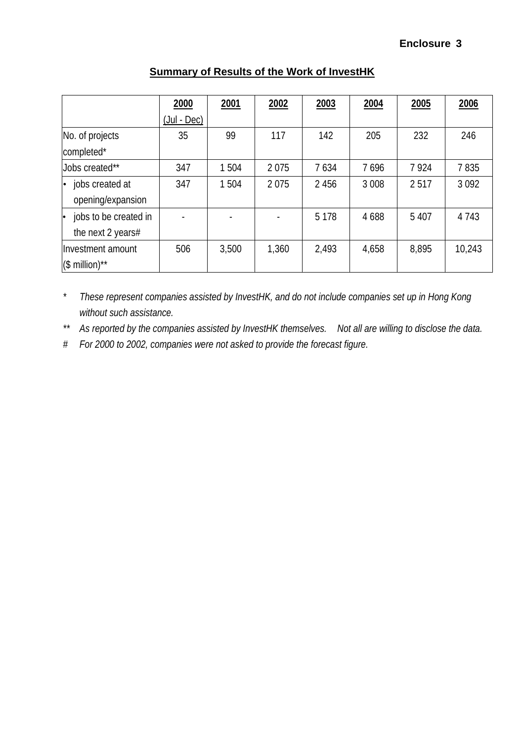**Enclosure 3**

## Summary of Results of the Work of InvestHK

| | 2000 (Jul - Dec) | 2001 | 2002 | 2003 | 2004 | 2005 | 2006 |
|---|---|---|---|---|---|---|---|
| No. of projects completed* | 35 | 99 | 117 | 142 | 205 | 232 | 246 |
| Jobs created** | 347 | 1 504 | 2 075 | 7 634 | 7 696 | 7 924 | 7 835 |
| • jobs created at opening/expansion | 347 | 1 504 | 2 075 | 2 456 | 3 008 | 2 517 | 3 092 |
| • jobs to be created in the next 2 years# | - | - | - | 5 178 | 4 688 | 5 407 | 4 743 |
| Investment amount ($ million)** | 506 | 3,500 | 1,360 | 2,493 | 4,658 | 8,895 | 10,243 |

\* *These represent companies assisted by InvestHK, and do not include companies set up in Hong Kong without such assistance.*

\*\* *As reported by the companies assisted by InvestHK themselves. Not all are willing to disclose the data.*

\# *For 2000 to 2002, companies were not asked to provide the forecast figure.*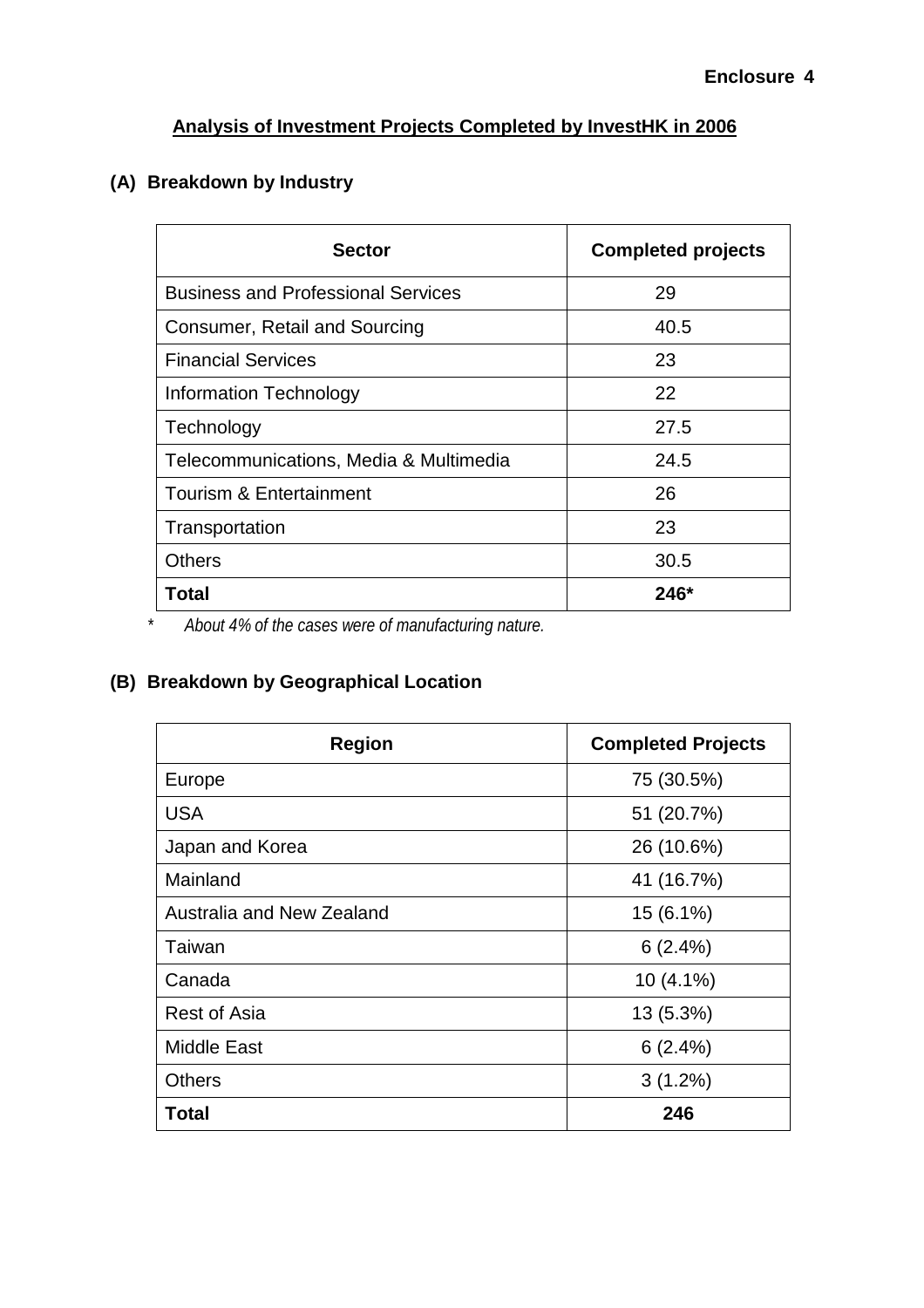**Enclosure 4**

## Analysis of Investment Projects Completed by InvestHK in 2006

### (A) Breakdown by Industry

| Sector | Completed projects |
|---|---|
| Business and Professional Services | 29 |
| Consumer, Retail and Sourcing | 40.5 |
| Financial Services | 23 |
| Information Technology | 22 |
| Technology | 27.5 |
| Telecommunications, Media & Multimedia | 24.5 |
| Tourism & Entertainment | 26 |
| Transportation | 23 |
| Others | 30.5 |
| **Total** | **246*** |

\* *About 4% of the cases were of manufacturing nature.*

### (B) Breakdown by Geographical Location

| Region | Completed Projects |
|---|---|
| Europe | 75 (30.5%) |
| USA | 51 (20.7%) |
| Japan and Korea | 26 (10.6%) |
| Mainland | 41 (16.7%) |
| Australia and New Zealand | 15 (6.1%) |
| Taiwan | 6 (2.4%) |
| Canada | 10 (4.1%) |
| Rest of Asia | 13 (5.3%) |
| Middle East | 6 (2.4%) |
| Others | 3 (1.2%) |
| **Total** | **246** |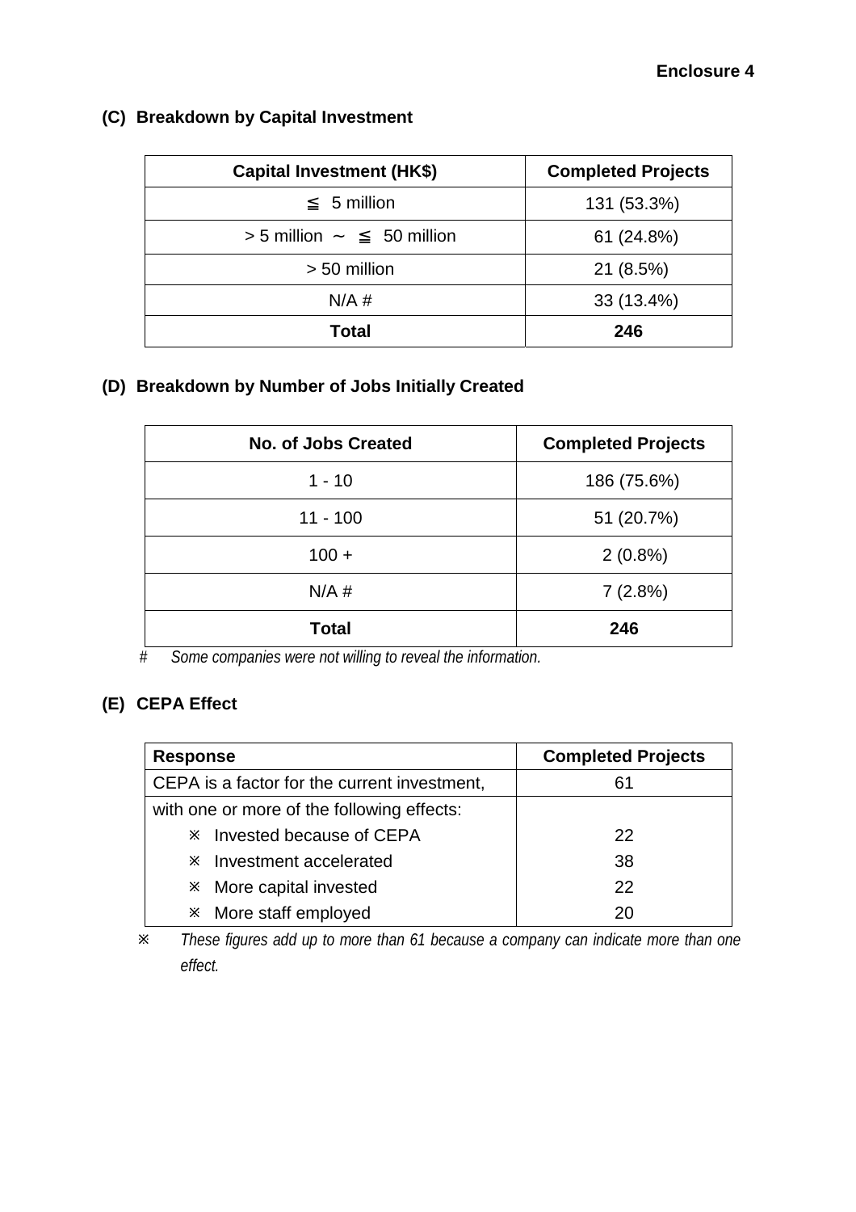**Enclosure 4**

### (C) Breakdown by Capital Investment

| Capital Investment (HK$) | Completed Projects |
|---|---|
| ≦ 5 million | 131 (53.3%) |
| > 5 million ～ ≦ 50 million | 61 (24.8%) |
| > 50 million | 21 (8.5%) |
| N/A # | 33 (13.4%) |
| **Total** | **246** |

### (D) Breakdown by Number of Jobs Initially Created

| No. of Jobs Created | Completed Projects |
|---|---|
| 1 - 10 | 186 (75.6%) |
| 11 - 100 | 51 (20.7%) |
| 100 + | 2 (0.8%) |
| N/A # | 7 (2.8%) |
| **Total** | **246** |

# *Some companies were not willing to reveal the information.*

### (E) CEPA Effect

| Response | Completed Projects |
|---|---|
| CEPA is a factor for the current investment, | 61 |
| with one or more of the following effects: | |
| ※ Invested because of CEPA | 22 |
| ※ Investment accelerated | 38 |
| ※ More capital invested | 22 |
| ※ More staff employed | 20 |

※ *These figures add up to more than 61 because a company can indicate more than one effect.*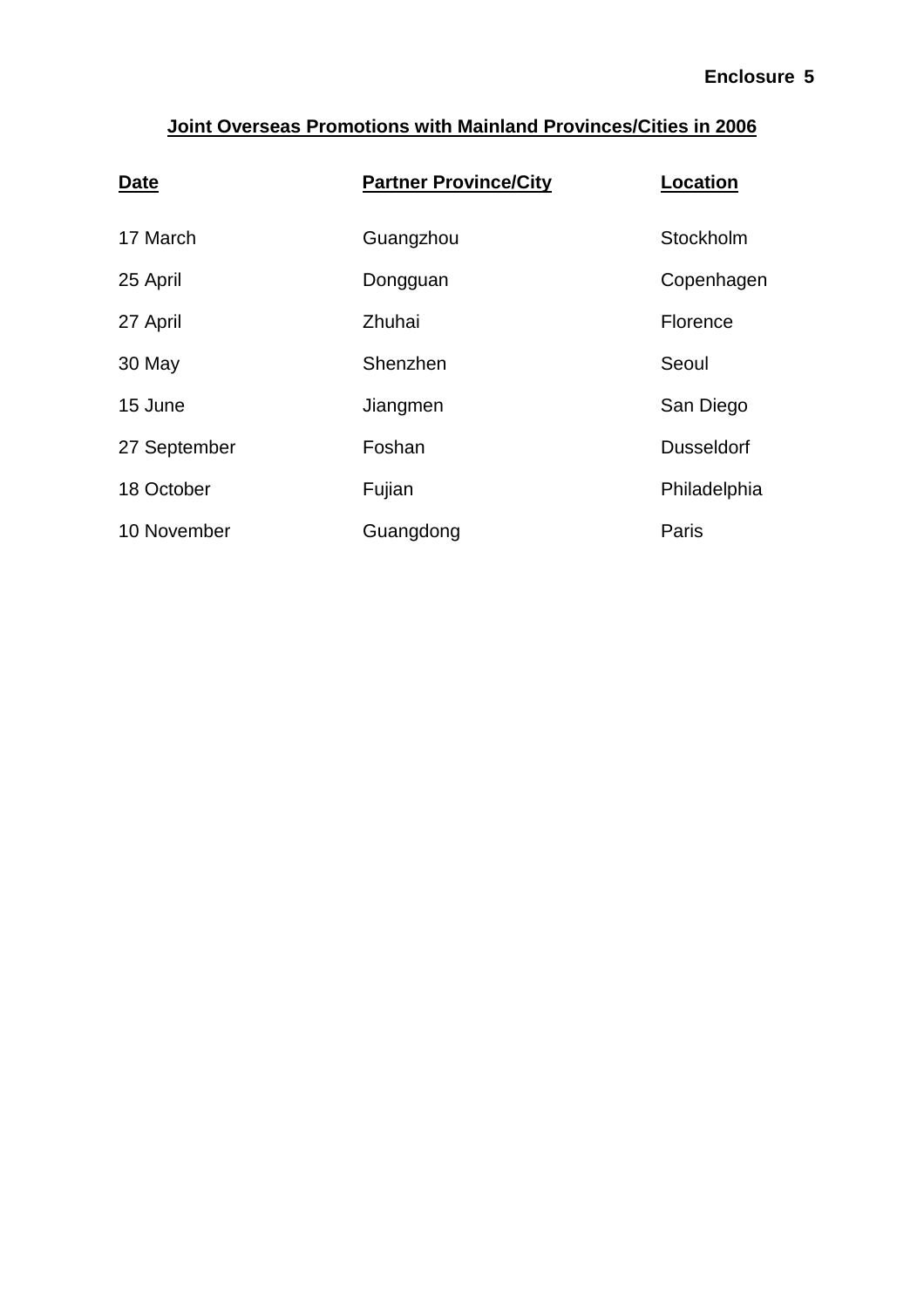**Enclosure 5**

## Joint Overseas Promotions with Mainland Provinces/Cities in 2006

| Date | Partner Province/City | Location |
|---|---|---|
| 17 March | Guangzhou | Stockholm |
| 25 April | Dongguan | Copenhagen |
| 27 April | Zhuhai | Florence |
| 30 May | Shenzhen | Seoul |
| 15 June | Jiangmen | San Diego |
| 27 September | Foshan | Dusseldorf |
| 18 October | Fujian | Philadelphia |
| 10 November | Guangdong | Paris |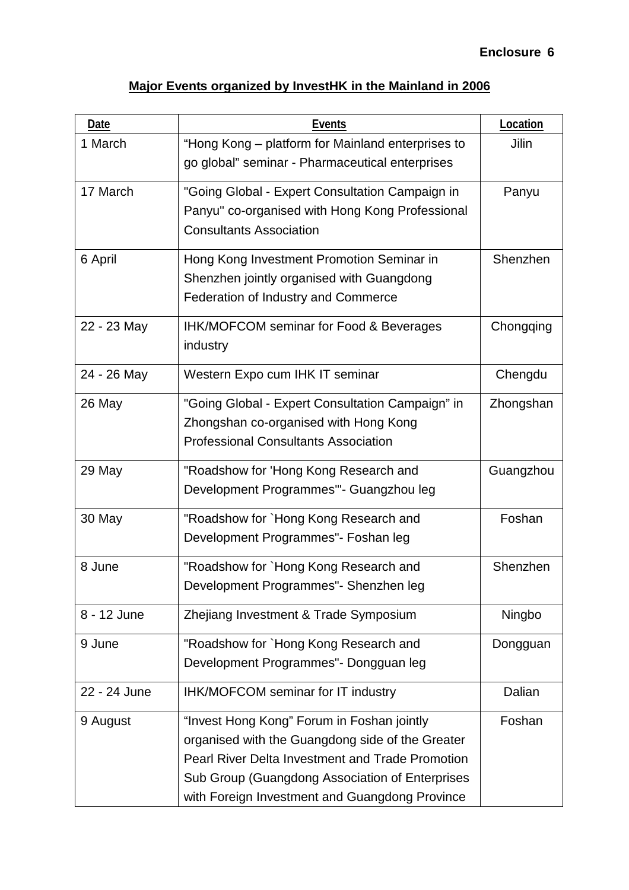**Enclosure 6**

**Major Events organized by InvestHK in the Mainland in 2006**

| Date | Events | Location |
|---|---|---|
| 1 March | "Hong Kong – platform for Mainland enterprises to go global" seminar - Pharmaceutical enterprises | Jilin |
| 17 March | "Going Global - Expert Consultation Campaign in Panyu" co-organised with Hong Kong Professional Consultants Association | Panyu |
| 6 April | Hong Kong Investment Promotion Seminar in Shenzhen jointly organised with Guangdong Federation of Industry and Commerce | Shenzhen |
| 22 - 23 May | IHK/MOFCOM seminar for Food & Beverages industry | Chongqing |
| 24 - 26 May | Western Expo cum IHK IT seminar | Chengdu |
| 26 May | "Going Global - Expert Consultation Campaign" in Zhongshan co-organised with Hong Kong Professional Consultants Association | Zhongshan |
| 29 May | "Roadshow for 'Hong Kong Research and Development Programmes'"- Guangzhou leg | Guangzhou |
| 30 May | "Roadshow for `Hong Kong Research and Development Programmes"- Foshan leg | Foshan |
| 8 June | "Roadshow for `Hong Kong Research and Development Programmes"- Shenzhen leg | Shenzhen |
| 8 - 12 June | Zhejiang Investment & Trade Symposium | Ningbo |
| 9 June | "Roadshow for `Hong Kong Research and Development Programmes"- Dongguan leg | Dongguan |
| 22 - 24 June | IHK/MOFCOM seminar for IT industry | Dalian |
| 9 August | "Invest Hong Kong" Forum in Foshan jointly organised with the Guangdong side of the Greater Pearl River Delta Investment and Trade Promotion Sub Group (Guangdong Association of Enterprises with Foreign Investment and Guangdong Province | Foshan |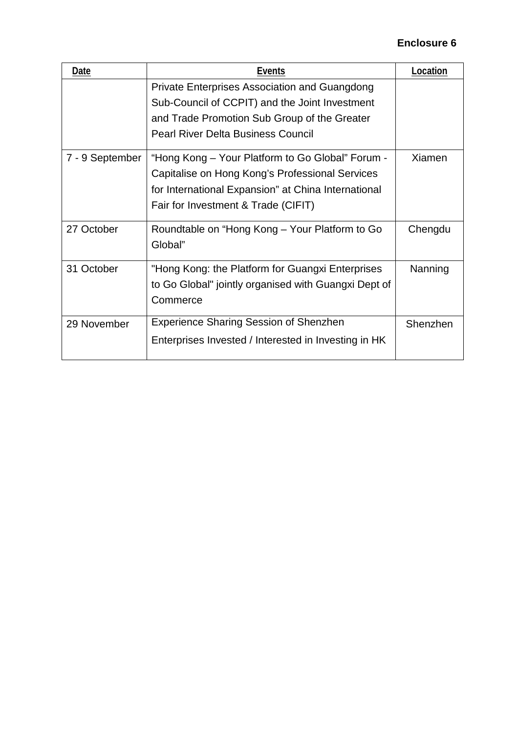**Enclosure 6**

| Date | Events | Location |
|---|---|---|
| | Private Enterprises Association and Guangdong Sub-Council of CCPIT) and the Joint Investment and Trade Promotion Sub Group of the Greater Pearl River Delta Business Council | |
| 7 - 9 September | “Hong Kong – Your Platform to Go Global” Forum - Capitalise on Hong Kong’s Professional Services for International Expansion” at China International Fair for Investment & Trade (CIFIT) | Xiamen |
| 27 October | Roundtable on “Hong Kong – Your Platform to Go Global” | Chengdu |
| 31 October | "Hong Kong: the Platform for Guangxi Enterprises to Go Global" jointly organised with Guangxi Dept of Commerce | Nanning |
| 29 November | Experience Sharing Session of Shenzhen Enterprises Invested / Interested in Investing in HK | Shenzhen |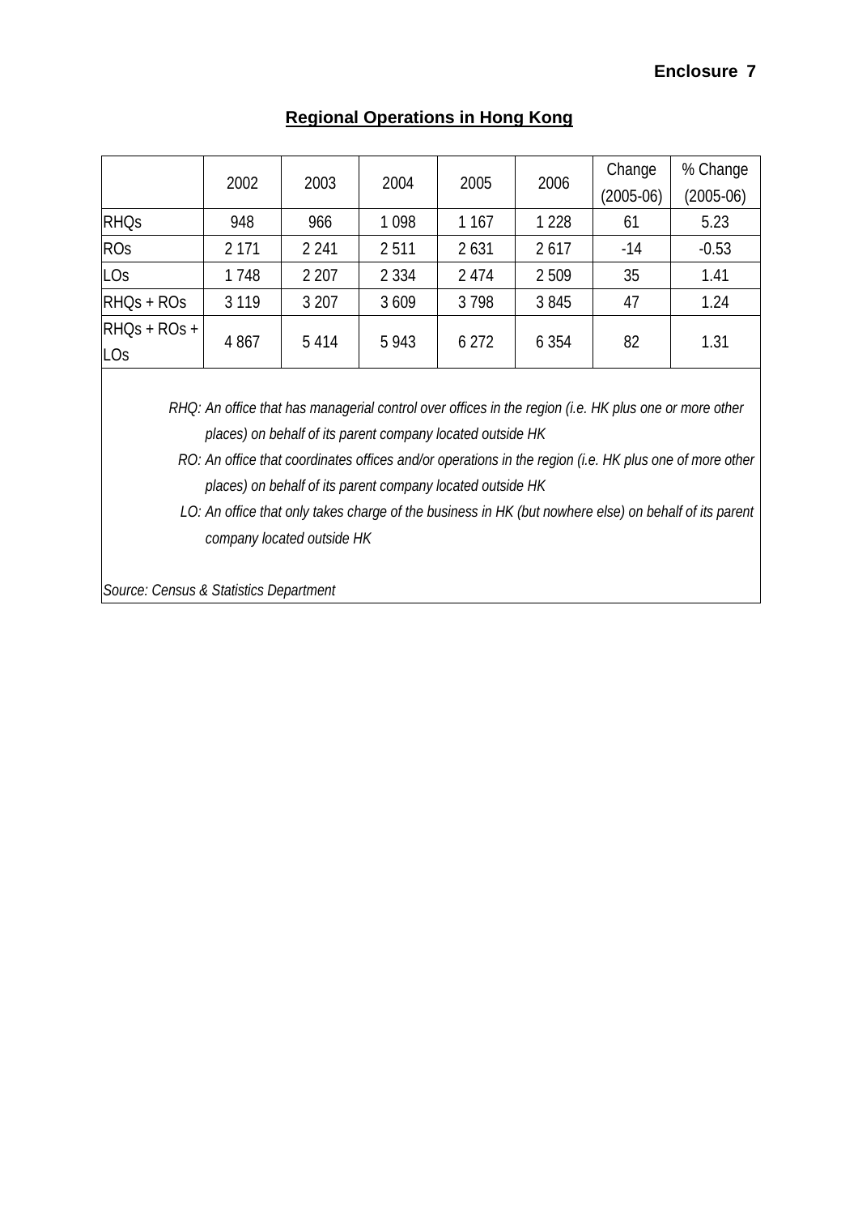**Enclosure 7**

## Regional Operations in Hong Kong

| | 2002 | 2003 | 2004 | 2005 | 2006 | Change (2005-06) | % Change (2005-06) |
|---|---|---|---|---|---|---|---|
| RHQs | 948 | 966 | 1 098 | 1 167 | 1 228 | 61 | 5.23 |
| ROs | 2 171 | 2 241 | 2 511 | 2 631 | 2 617 | -14 | -0.53 |
| LOs | 1 748 | 2 207 | 2 334 | 2 474 | 2 509 | 35 | 1.41 |
| RHQs + ROs | 3 119 | 3 207 | 3 609 | 3 798 | 3 845 | 47 | 1.24 |
| RHQs + ROs + LOs | 4 867 | 5 414 | 5 943 | 6 272 | 6 354 | 82 | 1.31 |

*RHQ: An office that has managerial control over offices in the region (i.e. HK plus one or more other places) on behalf of its parent company located outside HK*

*RO: An office that coordinates offices and/or operations in the region (i.e. HK plus one of more other places) on behalf of its parent company located outside HK*

*LO: An office that only takes charge of the business in HK (but nowhere else) on behalf of its parent company located outside HK*

*Source: Census & Statistics Department*